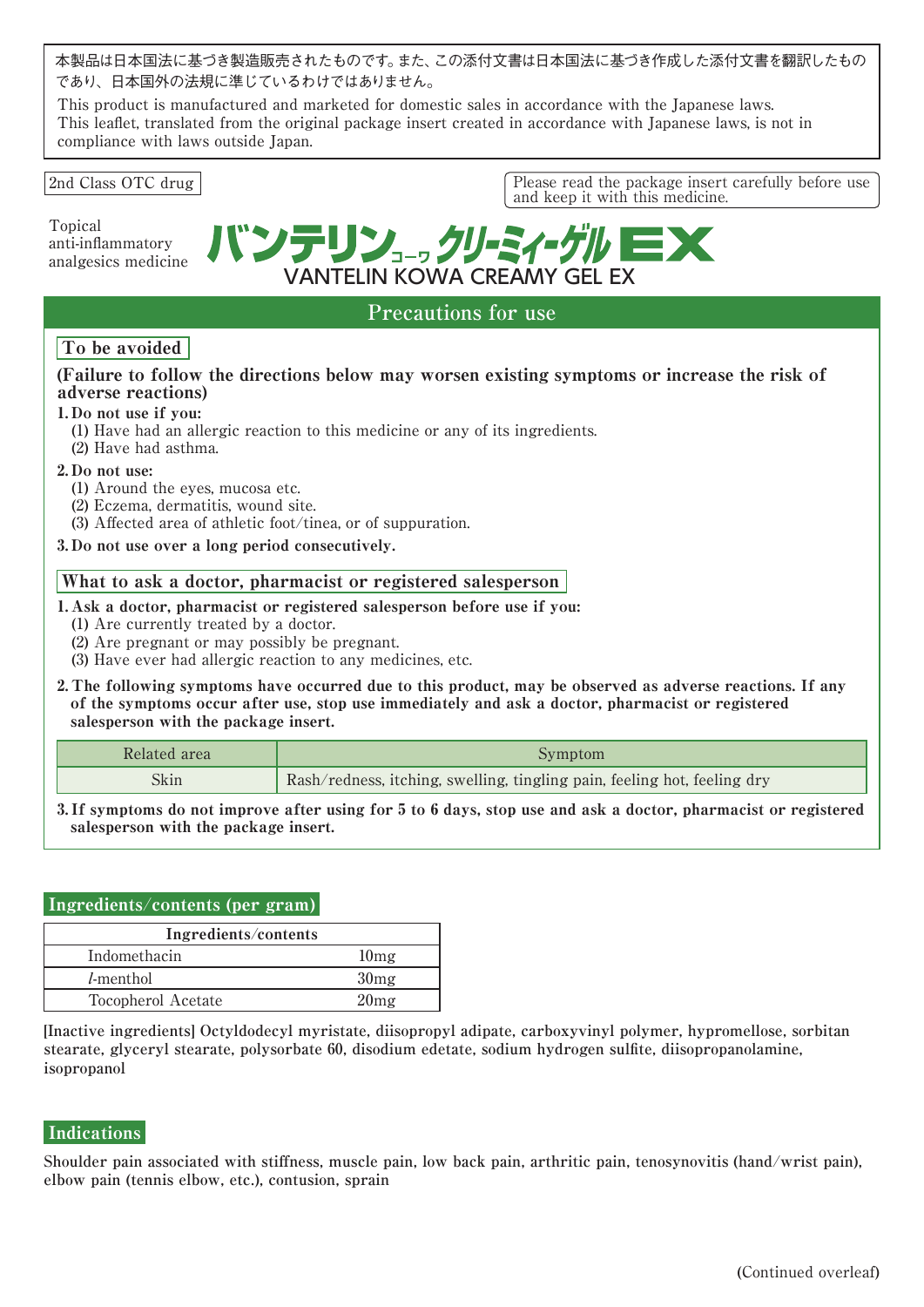本製品は日本国法に基づき製造販売されたものです。また、この添付文書は日本国法に基づき作成した添付文書を翻訳したものであり、日本国外の法規に準じているわけではありません。

This product is manufactured and marketed for domestic sales in accordance with the Japanese laws.
This leaflet, translated from the original package insert created in accordance with Japanese laws, is not in compliance with laws outside Japan.

2nd Class OTC drug

Please read the package insert carefully before use and keep it with this medicine.

Topical anti-inflammatory analgesics medicine

# バンテリンコーワクリーミィーゲルEX
# VANTELIN KOWA CREAMY GEL EX

## Precautions for use

### To be avoided

**(Failure to follow the directions below may worsen existing symptoms or increase the risk of adverse reactions)**

**1. Do not use if you:**
- (1) Have had an allergic reaction to this medicine or any of its ingredients.
- (2) Have had asthma.

**2. Do not use:**
- (1) Around the eyes, mucosa etc.
- (2) Eczema, dermatitis, wound site.
- (3) Affected area of athletic foot/tinea, or of suppuration.

**3. Do not use over a long period consecutively.**

### What to ask a doctor, pharmacist or registered salesperson

**1. Ask a doctor, pharmacist or registered salesperson before use if you:**
- (1) Are currently treated by a doctor.
- (2) Are pregnant or may possibly be pregnant.
- (3) Have ever had allergic reaction to any medicines, etc.

**2. The following symptoms have occurred due to this product, may be observed as adverse reactions. If any of the symptoms occur after use, stop use immediately and ask a doctor, pharmacist or registered salesperson with the package insert.**

| Related area | Symptom |
|---|---|
| Skin | Rash/redness, itching, swelling, tingling pain, feeling hot, feeling dry |

**3. If symptoms do not improve after using for 5 to 6 days, stop use and ask a doctor, pharmacist or registered salesperson with the package insert.**

## Ingredients/contents (per gram)

| Ingredients/contents | |
|---|---|
| Indomethacin | 10mg |
| *l*-menthol | 30mg |
| Tocopherol Acetate | 20mg |

**[Inactive ingredients] Octyldodecyl myristate, diisopropyl adipate, carboxyvinyl polymer, hypromellose, sorbitan stearate, glyceryl stearate, polysorbate 60, disodium edetate, sodium hydrogen sulfite, diisopropanolamine, isopropanol**

## Indications

**Shoulder pain associated with stiffness, muscle pain, low back pain, arthritic pain, tenosynovitis (hand/wrist pain), elbow pain (tennis elbow, etc.), contusion, sprain**

(Continued overleaf)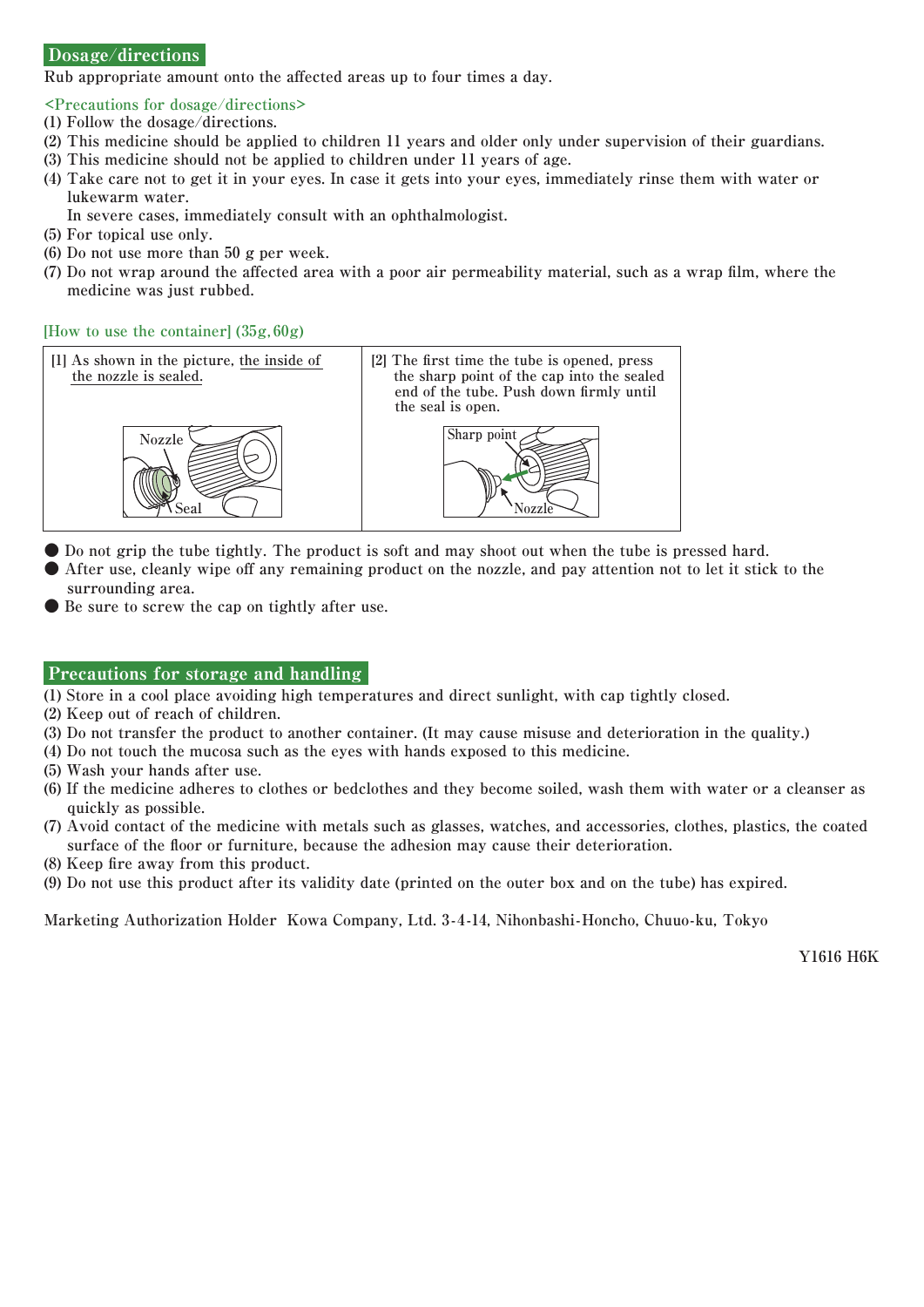## Dosage/directions

Rub appropriate amount onto the affected areas up to four times a day.

<Precautions for dosage/directions>

(1) Follow the dosage/directions.
(2) This medicine should be applied to children 11 years and older only under supervision of their guardians.
(3) This medicine should not be applied to children under 11 years of age.
(4) Take care not to get it in your eyes. In case it gets into your eyes, immediately rinse them with water or lukewarm water.
In severe cases, immediately consult with an ophthalmologist.
(5) For topical use only.
(6) Do not use more than 50 g per week.
(7) Do not wrap around the affected area with a poor air permeability material, such as a wrap film, where the medicine was just rubbed.

[How to use the container] (35g, 60g)

| | |
|---|---|
| [1] As shown in the picture, the inside of the nozzle is sealed.<br>Nozzle<br>Seal | [2] The first time the tube is opened, press the sharp point of the cap into the sealed end of the tube. Push down firmly until the seal is open.<br>Sharp point<br>Nozzle |

- Do not grip the tube tightly. The product is soft and may shoot out when the tube is pressed hard.
- After use, cleanly wipe off any remaining product on the nozzle, and pay attention not to let it stick to the surrounding area.
- Be sure to screw the cap on tightly after use.

## Precautions for storage and handling

(1) Store in a cool place avoiding high temperatures and direct sunlight, with cap tightly closed.
(2) Keep out of reach of children.
(3) Do not transfer the product to another container. (It may cause misuse and deterioration in the quality.)
(4) Do not touch the mucosa such as the eyes with hands exposed to this medicine.
(5) Wash your hands after use.
(6) If the medicine adheres to clothes or bedclothes and they become soiled, wash them with water or a cleanser as quickly as possible.
(7) Avoid contact of the medicine with metals such as glasses, watches, and accessories, clothes, plastics, the coated surface of the floor or furniture, because the adhesion may cause their deterioration.
(8) Keep fire away from this product.
(9) Do not use this product after its validity date (printed on the outer box and on the tube) has expired.

Marketing Authorization Holder Kowa Company, Ltd. 3-4-14, Nihonbashi-Honcho, Chuuo-ku, Tokyo

Y1616 H6K